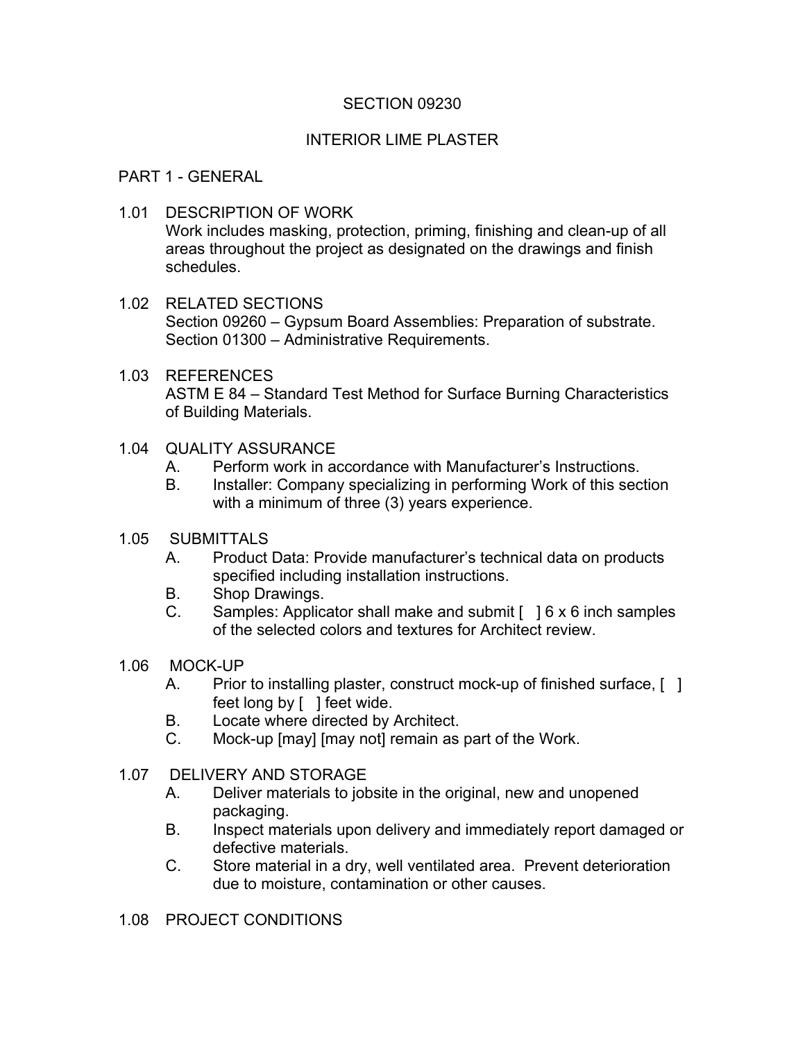# SECTION 09230

# INTERIOR LIME PLASTER

## PART 1 - GENERAL

### 1.01 DESCRIPTION OF WORK

Work includes masking, protection, priming, finishing and clean-up of all areas throughout the project as designated on the drawings and finish schedules.

### 1.02 RELATED SECTIONS

Section 09260 – Gypsum Board Assemblies: Preparation of substrate.
Section 01300 – Administrative Requirements.

### 1.03 REFERENCES

ASTM E 84 – Standard Test Method for Surface Burning Characteristics of Building Materials.

### 1.04 QUALITY ASSURANCE

A. Perform work in accordance with Manufacturer's Instructions.

B. Installer: Company specializing in performing Work of this section with a minimum of three (3) years experience.

### 1.05 SUBMITTALS

A. Product Data: Provide manufacturer's technical data on products specified including installation instructions.

B. Shop Drawings.

C. Samples: Applicator shall make and submit [ ] 6 x 6 inch samples of the selected colors and textures for Architect review.

### 1.06 MOCK-UP

A. Prior to installing plaster, construct mock-up of finished surface, [ ] feet long by [ ] feet wide.

B. Locate where directed by Architect.

C. Mock-up [may] [may not] remain as part of the Work.

### 1.07 DELIVERY AND STORAGE

A. Deliver materials to jobsite in the original, new and unopened packaging.

B. Inspect materials upon delivery and immediately report damaged or defective materials.

C. Store material in a dry, well ventilated area. Prevent deterioration due to moisture, contamination or other causes.

### 1.08 PROJECT CONDITIONS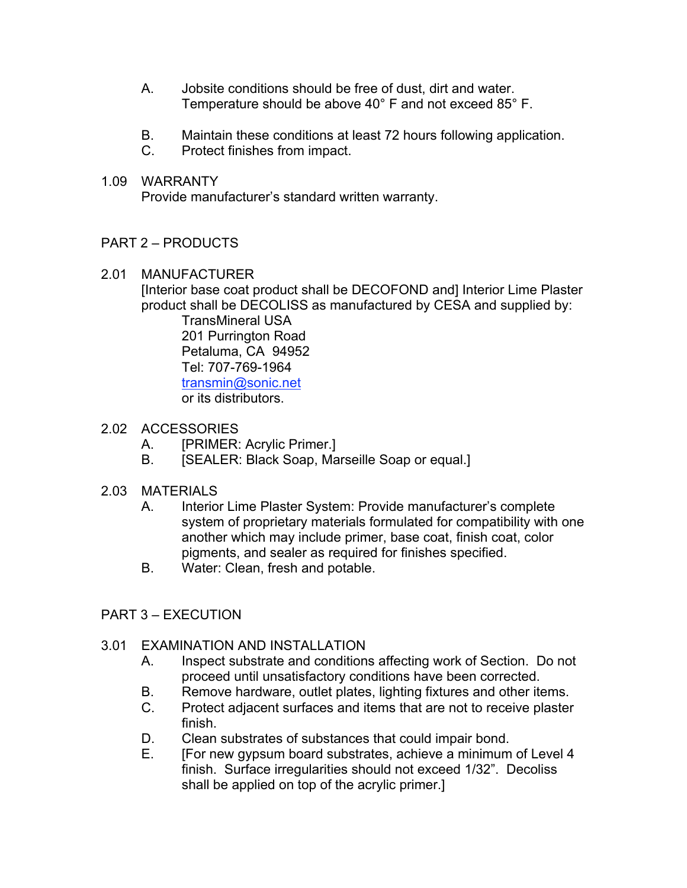A. Jobsite conditions should be free of dust, dirt and water. Temperature should be above 40° F and not exceed 85° F.

B. Maintain these conditions at least 72 hours following application.

C. Protect finishes from impact.

1.09 WARRANTY

Provide manufacturer's standard written warranty.

## PART 2 – PRODUCTS

2.01 MANUFACTURER

[Interior base coat product shall be DECOFOND and] Interior Lime Plaster product shall be DECOLISS as manufactured by CESA and supplied by:

TransMineral USA
201 Purrington Road
Petaluma, CA 94952
Tel: 707-769-1964
transmin@sonic.net
or its distributors.

2.02 ACCESSORIES

A. [PRIMER: Acrylic Primer.]
B. [SEALER: Black Soap, Marseille Soap or equal.]

2.03 MATERIALS

A. Interior Lime Plaster System: Provide manufacturer's complete system of proprietary materials formulated for compatibility with one another which may include primer, base coat, finish coat, color pigments, and sealer as required for finishes specified.
B. Water: Clean, fresh and potable.

## PART 3 – EXECUTION

3.01 EXAMINATION AND INSTALLATION

A. Inspect substrate and conditions affecting work of Section. Do not proceed until unsatisfactory conditions have been corrected.
B. Remove hardware, outlet plates, lighting fixtures and other items.
C. Protect adjacent surfaces and items that are not to receive plaster finish.
D. Clean substrates of substances that could impair bond.
E. [For new gypsum board substrates, achieve a minimum of Level 4 finish. Surface irregularities should not exceed 1/32". Decoliss shall be applied on top of the acrylic primer.]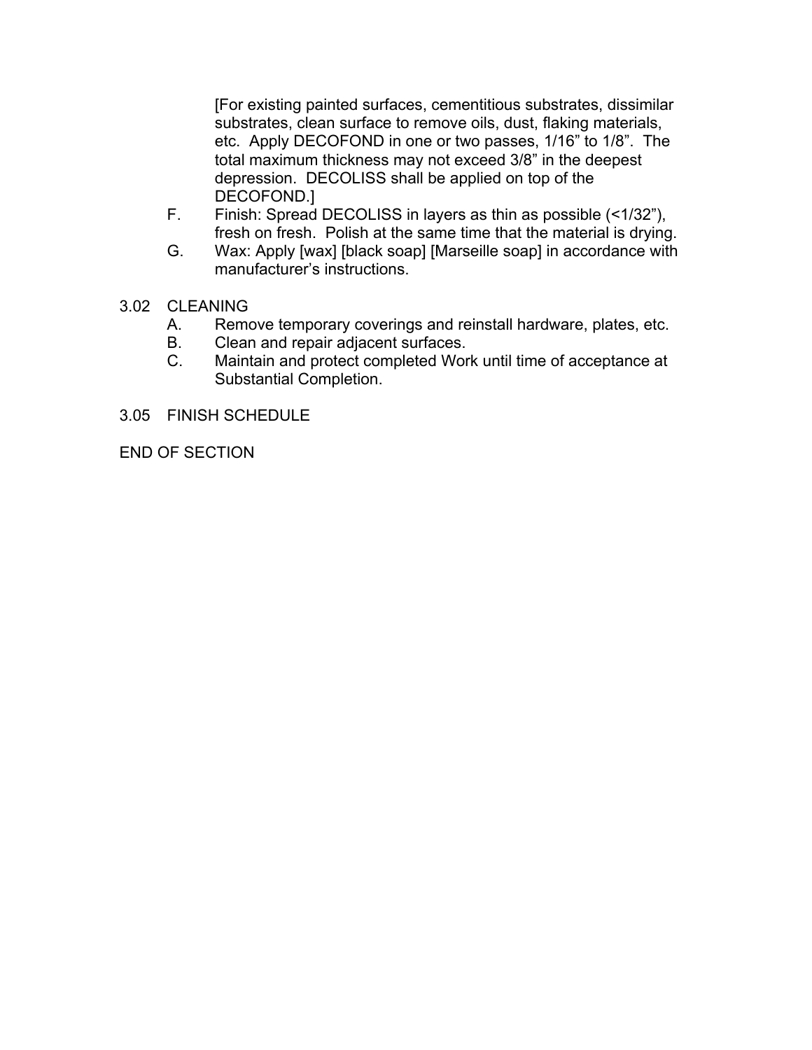[For existing painted surfaces, cementitious substrates, dissimilar substrates, clean surface to remove oils, dust, flaking materials, etc. Apply DECOFOND in one or two passes, 1/16" to 1/8". The total maximum thickness may not exceed 3/8" in the deepest depression. DECOLISS shall be applied on top of the DECOFOND.]

F. Finish: Spread DECOLISS in layers as thin as possible (<1/32"), fresh on fresh. Polish at the same time that the material is drying.

G. Wax: Apply [wax] [black soap] [Marseille soap] in accordance with manufacturer's instructions.

3.02 CLEANING

A. Remove temporary coverings and reinstall hardware, plates, etc.

B. Clean and repair adjacent surfaces.

C. Maintain and protect completed Work until time of acceptance at Substantial Completion.

3.05 FINISH SCHEDULE

END OF SECTION